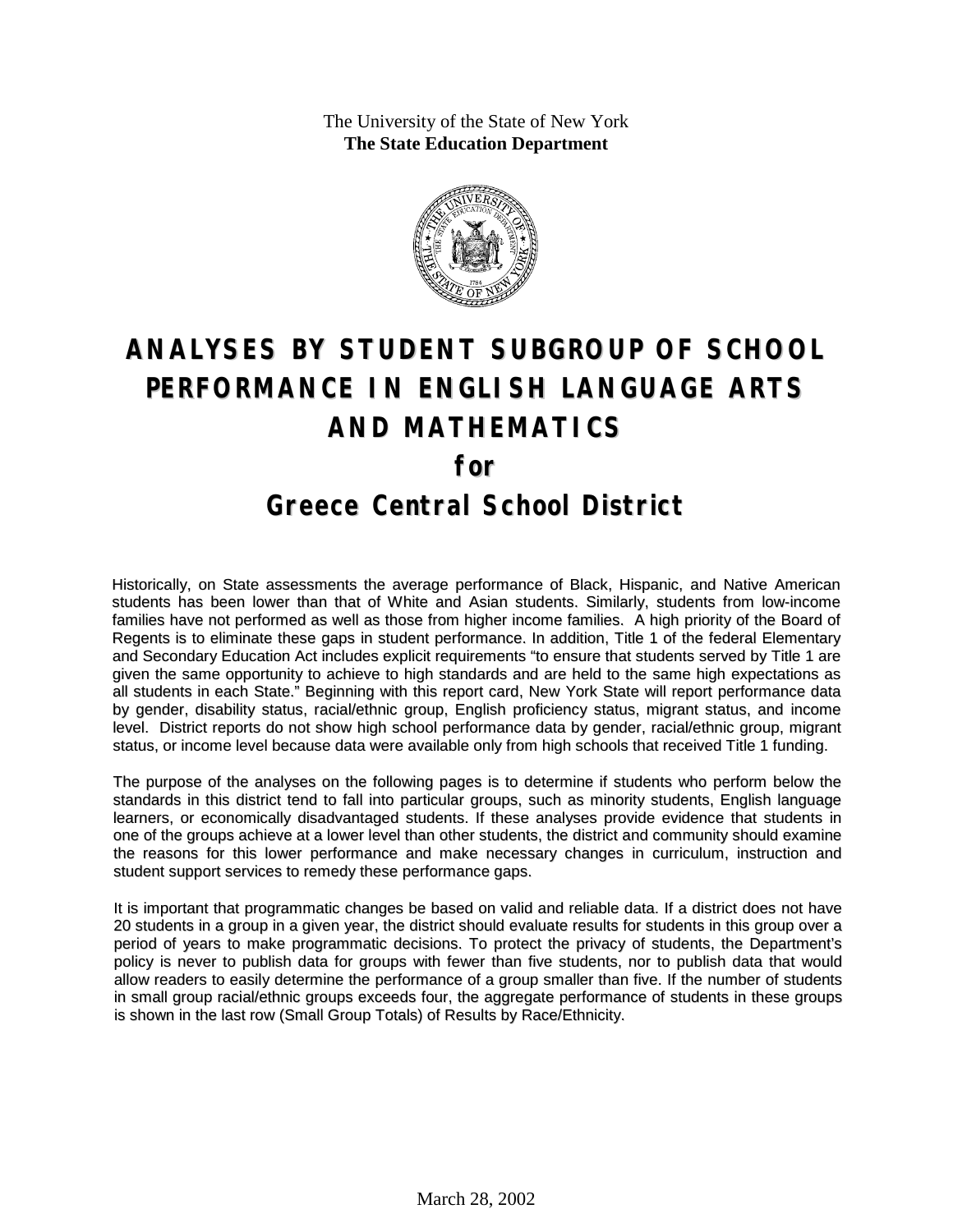The University of the State of New York
**The State Education Department**

# ANALYSES BY STUDENT SUBGROUP OF SCHOOL PERFORMANCE IN ENGLISH LANGUAGE ARTS AND MATHEMATICS

## for

## Greece Central School District

Historically, on State assessments the average performance of Black, Hispanic, and Native American students has been lower than that of White and Asian students. Similarly, students from low-income families have not performed as well as those from higher income families. A high priority of the Board of Regents is to eliminate these gaps in student performance. In addition, Title 1 of the federal Elementary and Secondary Education Act includes explicit requirements "to ensure that students served by Title 1 are given the same opportunity to achieve to high standards and are held to the same high expectations as all students in each State." Beginning with this report card, New York State will report performance data by gender, disability status, racial/ethnic group, English proficiency status, migrant status, and income level. District reports do not show high school performance data by gender, racial/ethnic group, migrant status, or income level because data were available only from high schools that received Title 1 funding.

The purpose of the analyses on the following pages is to determine if students who perform below the standards in this district tend to fall into particular groups, such as minority students, English language learners, or economically disadvantaged students. If these analyses provide evidence that students in one of the groups achieve at a lower level than other students, the district and community should examine the reasons for this lower performance and make necessary changes in curriculum, instruction and student support services to remedy these performance gaps.

It is important that programmatic changes be based on valid and reliable data. If a district does not have 20 students in a group in a given year, the district should evaluate results for students in this group over a period of years to make programmatic decisions. To protect the privacy of students, the Department's policy is never to publish data for groups with fewer than five students, nor to publish data that would allow readers to easily determine the performance of a group smaller than five. If the number of students in small group racial/ethnic groups exceeds four, the aggregate performance of students in these groups is shown in the last row (Small Group Totals) of Results by Race/Ethnicity.

March 28, 2002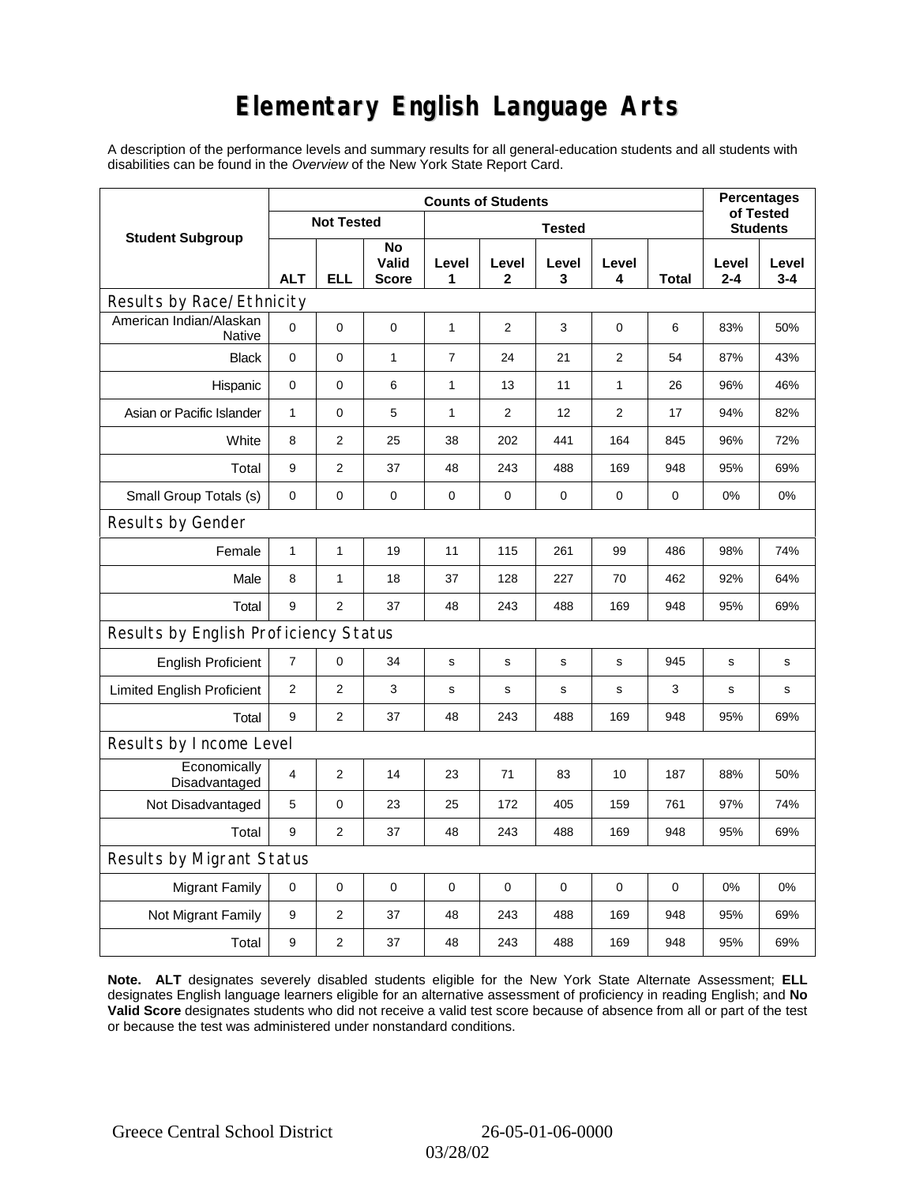# Elementary English Language Arts

A description of the performance levels and summary results for all general-education students and all students with disabilities can be found in the *Overview* of the New York State Report Card.

| Student Subgroup | Counts of Students | | | | | | | | Percentages of Tested Students | |
|---|---|---|---|---|---|---|---|---|---|---|
| | Not Tested | | | Tested | | | | | | |
| | ALT | ELL | No Valid Score | Level 1 | Level 2 | Level 3 | Level 4 | Total | Level 2-4 | Level 3-4 |
| **Results by Race/Ethnicity** | | | | | | | | | | |
| American Indian/Alaskan Native | 0 | 0 | 0 | 1 | 2 | 3 | 0 | 6 | 83% | 50% |
| Black | 0 | 0 | 1 | 7 | 24 | 21 | 2 | 54 | 87% | 43% |
| Hispanic | 0 | 0 | 6 | 1 | 13 | 11 | 1 | 26 | 96% | 46% |
| Asian or Pacific Islander | 1 | 0 | 5 | 1 | 2 | 12 | 2 | 17 | 94% | 82% |
| White | 8 | 2 | 25 | 38 | 202 | 441 | 164 | 845 | 96% | 72% |
| Total | 9 | 2 | 37 | 48 | 243 | 488 | 169 | 948 | 95% | 69% |
| Small Group Totals (s) | 0 | 0 | 0 | 0 | 0 | 0 | 0 | 0 | 0% | 0% |
| **Results by Gender** | | | | | | | | | | |
| Female | 1 | 1 | 19 | 11 | 115 | 261 | 99 | 486 | 98% | 74% |
| Male | 8 | 1 | 18 | 37 | 128 | 227 | 70 | 462 | 92% | 64% |
| Total | 9 | 2 | 37 | 48 | 243 | 488 | 169 | 948 | 95% | 69% |
| **Results by English Proficiency Status** | | | | | | | | | | |
| English Proficient | 7 | 0 | 34 | s | s | s | s | 945 | s | s |
| Limited English Proficient | 2 | 2 | 3 | s | s | s | s | 3 | s | s |
| Total | 9 | 2 | 37 | 48 | 243 | 488 | 169 | 948 | 95% | 69% |
| **Results by Income Level** | | | | | | | | | | |
| Economically Disadvantaged | 4 | 2 | 14 | 23 | 71 | 83 | 10 | 187 | 88% | 50% |
| Not Disadvantaged | 5 | 0 | 23 | 25 | 172 | 405 | 159 | 761 | 97% | 74% |
| Total | 9 | 2 | 37 | 48 | 243 | 488 | 169 | 948 | 95% | 69% |
| **Results by Migrant Status** | | | | | | | | | | |
| Migrant Family | 0 | 0 | 0 | 0 | 0 | 0 | 0 | 0 | 0% | 0% |
| Not Migrant Family | 9 | 2 | 37 | 48 | 243 | 488 | 169 | 948 | 95% | 69% |
| Total | 9 | 2 | 37 | 48 | 243 | 488 | 169 | 948 | 95% | 69% |

**Note. ALT** designates severely disabled students eligible for the New York State Alternate Assessment; **ELL** designates English language learners eligible for an alternative assessment of proficiency in reading English; and **No Valid Score** designates students who did not receive a valid test score because of absence from all or part of the test or because the test was administered under nonstandard conditions.

Greece Central School District 26-05-01-06-0000 03/28/02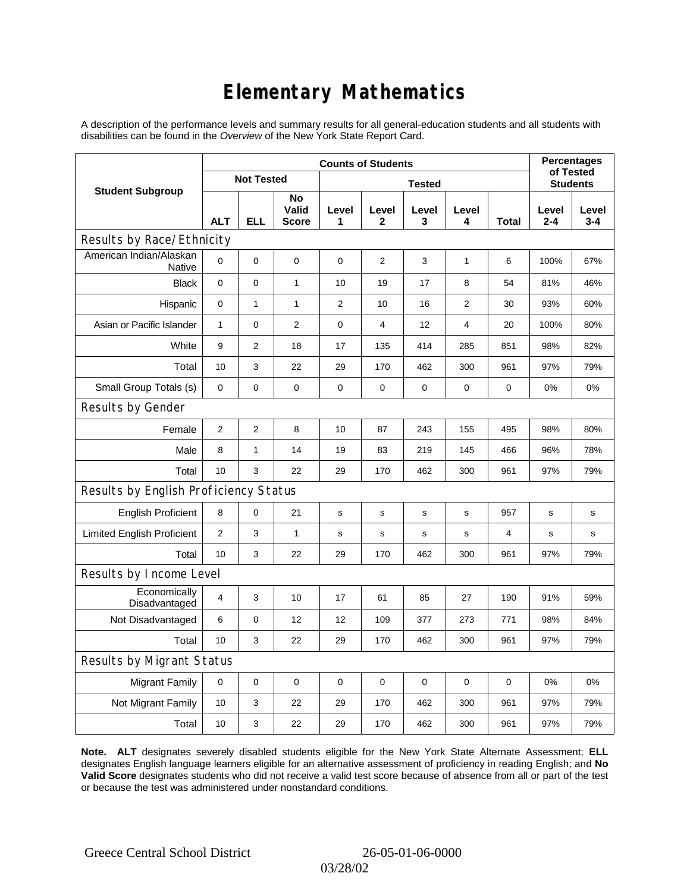# Elementary Mathematics

A description of the performance levels and summary results for all general-education students and all students with disabilities can be found in the *Overview* of the New York State Report Card.

| Student Subgroup | Counts of Students | | | | | | | | Percentages of Tested Students | |
|---|---|---|---|---|---|---|---|---|---|---|
| | Not Tested | | | Tested | | | | | | |
| | ALT | ELL | No Valid Score | Level 1 | Level 2 | Level 3 | Level 4 | Total | Level 2-4 | Level 3-4 |
| **Results by Race/Ethnicity** | | | | | | | | | | |
| American Indian/Alaskan Native | 0 | 0 | 0 | 0 | 2 | 3 | 1 | 6 | 100% | 67% |
| Black | 0 | 0 | 1 | 10 | 19 | 17 | 8 | 54 | 81% | 46% |
| Hispanic | 0 | 1 | 1 | 2 | 10 | 16 | 2 | 30 | 93% | 60% |
| Asian or Pacific Islander | 1 | 0 | 2 | 0 | 4 | 12 | 4 | 20 | 100% | 80% |
| White | 9 | 2 | 18 | 17 | 135 | 414 | 285 | 851 | 98% | 82% |
| Total | 10 | 3 | 22 | 29 | 170 | 462 | 300 | 961 | 97% | 79% |
| Small Group Totals (s) | 0 | 0 | 0 | 0 | 0 | 0 | 0 | 0 | 0% | 0% |
| **Results by Gender** | | | | | | | | | | |
| Female | 2 | 2 | 8 | 10 | 87 | 243 | 155 | 495 | 98% | 80% |
| Male | 8 | 1 | 14 | 19 | 83 | 219 | 145 | 466 | 96% | 78% |
| Total | 10 | 3 | 22 | 29 | 170 | 462 | 300 | 961 | 97% | 79% |
| **Results by English Proficiency Status** | | | | | | | | | | |
| English Proficient | 8 | 0 | 21 | s | s | s | s | 957 | s | s |
| Limited English Proficient | 2 | 3 | 1 | s | s | s | s | 4 | s | s |
| Total | 10 | 3 | 22 | 29 | 170 | 462 | 300 | 961 | 97% | 79% |
| **Results by Income Level** | | | | | | | | | | |
| Economically Disadvantaged | 4 | 3 | 10 | 17 | 61 | 85 | 27 | 190 | 91% | 59% |
| Not Disadvantaged | 6 | 0 | 12 | 12 | 109 | 377 | 273 | 771 | 98% | 84% |
| Total | 10 | 3 | 22 | 29 | 170 | 462 | 300 | 961 | 97% | 79% |
| **Results by Migrant Status** | | | | | | | | | | |
| Migrant Family | 0 | 0 | 0 | 0 | 0 | 0 | 0 | 0 | 0% | 0% |
| Not Migrant Family | 10 | 3 | 22 | 29 | 170 | 462 | 300 | 961 | 97% | 79% |
| Total | 10 | 3 | 22 | 29 | 170 | 462 | 300 | 961 | 97% | 79% |

**Note. ALT** designates severely disabled students eligible for the New York State Alternate Assessment; **ELL** designates English language learners eligible for an alternative assessment of proficiency in reading English; and **No Valid Score** designates students who did not receive a valid test score because of absence from all or part of the test or because the test was administered under nonstandard conditions.

Greece Central School District 26-05-01-06-0000 03/28/02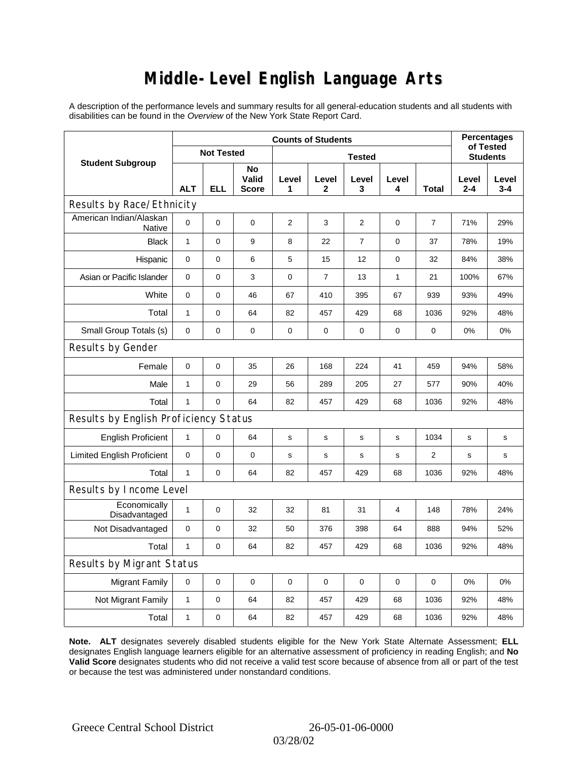# Middle-Level English Language Arts

A description of the performance levels and summary results for all general-education students and all students with disabilities can be found in the *Overview* of the New York State Report Card.

| Student Subgroup | Counts of Students | | | | | | | | Percentages of Tested Students | |
|---|---|---|---|---|---|---|---|---|---|---|
| | Not Tested | | | Tested | | | | | | |
| | ALT | ELL | No Valid Score | Level 1 | Level 2 | Level 3 | Level 4 | Total | Level 2-4 | Level 3-4 |
| **Results by Race/Ethnicity** | | | | | | | | | | |
| American Indian/Alaskan Native | 0 | 0 | 0 | 2 | 3 | 2 | 0 | 7 | 71% | 29% |
| Black | 1 | 0 | 9 | 8 | 22 | 7 | 0 | 37 | 78% | 19% |
| Hispanic | 0 | 0 | 6 | 5 | 15 | 12 | 0 | 32 | 84% | 38% |
| Asian or Pacific Islander | 0 | 0 | 3 | 0 | 7 | 13 | 1 | 21 | 100% | 67% |
| White | 0 | 0 | 46 | 67 | 410 | 395 | 67 | 939 | 93% | 49% |
| Total | 1 | 0 | 64 | 82 | 457 | 429 | 68 | 1036 | 92% | 48% |
| Small Group Totals (s) | 0 | 0 | 0 | 0 | 0 | 0 | 0 | 0 | 0% | 0% |
| **Results by Gender** | | | | | | | | | | |
| Female | 0 | 0 | 35 | 26 | 168 | 224 | 41 | 459 | 94% | 58% |
| Male | 1 | 0 | 29 | 56 | 289 | 205 | 27 | 577 | 90% | 40% |
| Total | 1 | 0 | 64 | 82 | 457 | 429 | 68 | 1036 | 92% | 48% |
| **Results by English Proficiency Status** | | | | | | | | | | |
| English Proficient | 1 | 0 | 64 | s | s | s | s | 1034 | s | s |
| Limited English Proficient | 0 | 0 | 0 | s | s | s | s | 2 | s | s |
| Total | 1 | 0 | 64 | 82 | 457 | 429 | 68 | 1036 | 92% | 48% |
| **Results by Income Level** | | | | | | | | | | |
| Economically Disadvantaged | 1 | 0 | 32 | 32 | 81 | 31 | 4 | 148 | 78% | 24% |
| Not Disadvantaged | 0 | 0 | 32 | 50 | 376 | 398 | 64 | 888 | 94% | 52% |
| Total | 1 | 0 | 64 | 82 | 457 | 429 | 68 | 1036 | 92% | 48% |
| **Results by Migrant Status** | | | | | | | | | | |
| Migrant Family | 0 | 0 | 0 | 0 | 0 | 0 | 0 | 0 | 0% | 0% |
| Not Migrant Family | 1 | 0 | 64 | 82 | 457 | 429 | 68 | 1036 | 92% | 48% |
| Total | 1 | 0 | 64 | 82 | 457 | 429 | 68 | 1036 | 92% | 48% |

**Note. ALT** designates severely disabled students eligible for the New York State Alternate Assessment; **ELL** designates English language learners eligible for an alternative assessment of proficiency in reading English; and **No Valid Score** designates students who did not receive a valid test score because of absence from all or part of the test or because the test was administered under nonstandard conditions.

Greece Central School District 26-05-01-06-0000 03/28/02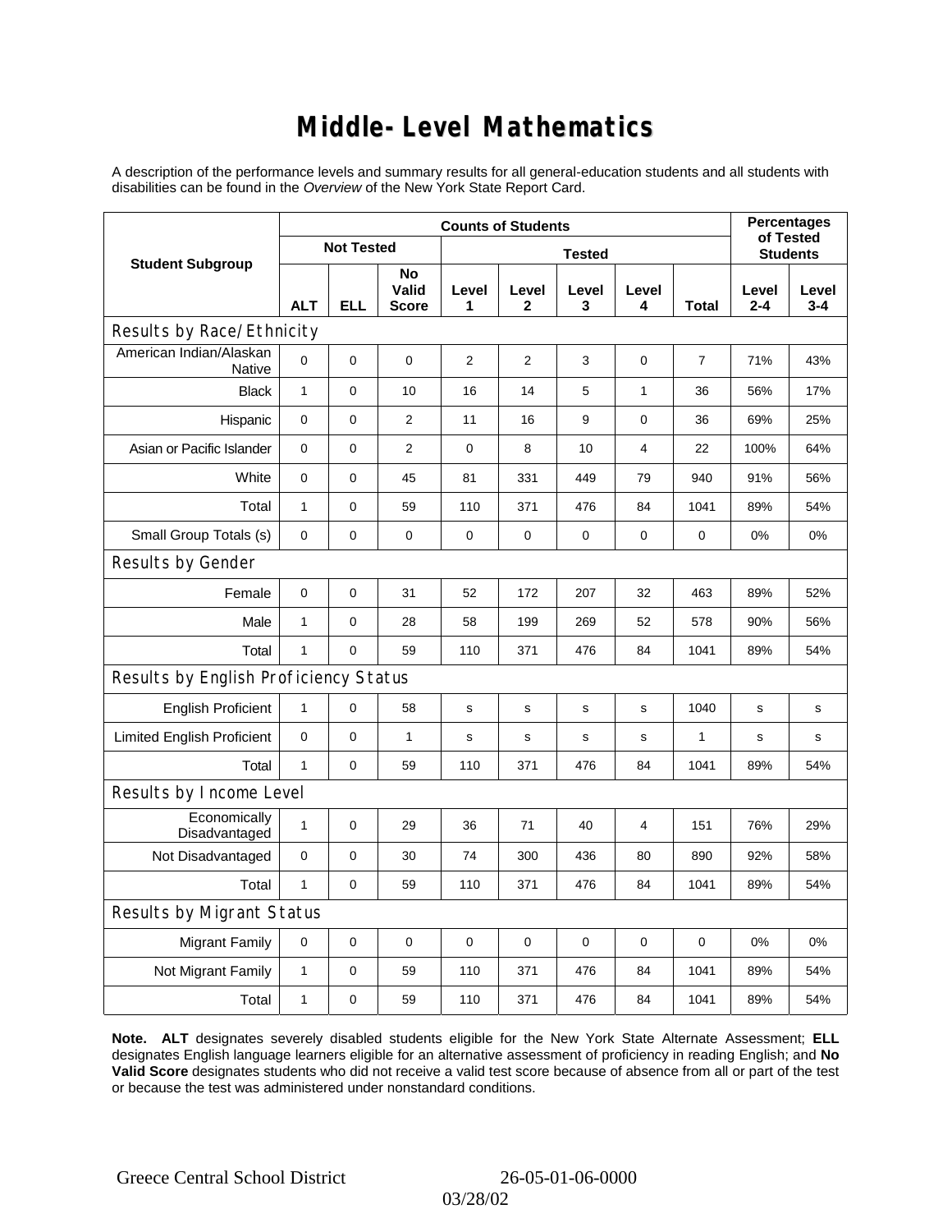# Middle-Level Mathematics

A description of the performance levels and summary results for all general-education students and all students with disabilities can be found in the *Overview* of the New York State Report Card.

| Student Subgroup | Counts of Students | | | | | | | | Percentages of Tested Students | |
|---|---|---|---|---|---|---|---|---|---|---|
| | Not Tested | | | Tested | | | | | | |
| | ALT | ELL | No Valid Score | Level 1 | Level 2 | Level 3 | Level 4 | Total | Level 2-4 | Level 3-4 |
| **Results by Race/Ethnicity** | | | | | | | | | | |
| American Indian/Alaskan Native | 0 | 0 | 0 | 2 | 2 | 3 | 0 | 7 | 71% | 43% |
| Black | 1 | 0 | 10 | 16 | 14 | 5 | 1 | 36 | 56% | 17% |
| Hispanic | 0 | 0 | 2 | 11 | 16 | 9 | 0 | 36 | 69% | 25% |
| Asian or Pacific Islander | 0 | 0 | 2 | 0 | 8 | 10 | 4 | 22 | 100% | 64% |
| White | 0 | 0 | 45 | 81 | 331 | 449 | 79 | 940 | 91% | 56% |
| Total | 1 | 0 | 59 | 110 | 371 | 476 | 84 | 1041 | 89% | 54% |
| Small Group Totals (s) | 0 | 0 | 0 | 0 | 0 | 0 | 0 | 0 | 0% | 0% |
| **Results by Gender** | | | | | | | | | | |
| Female | 0 | 0 | 31 | 52 | 172 | 207 | 32 | 463 | 89% | 52% |
| Male | 1 | 0 | 28 | 58 | 199 | 269 | 52 | 578 | 90% | 56% |
| Total | 1 | 0 | 59 | 110 | 371 | 476 | 84 | 1041 | 89% | 54% |
| **Results by English Proficiency Status** | | | | | | | | | | |
| English Proficient | 1 | 0 | 58 | s | s | s | s | 1040 | s | s |
| Limited English Proficient | 0 | 0 | 1 | s | s | s | s | 1 | s | s |
| Total | 1 | 0 | 59 | 110 | 371 | 476 | 84 | 1041 | 89% | 54% |
| **Results by Income Level** | | | | | | | | | | |
| Economically Disadvantaged | 1 | 0 | 29 | 36 | 71 | 40 | 4 | 151 | 76% | 29% |
| Not Disadvantaged | 0 | 0 | 30 | 74 | 300 | 436 | 80 | 890 | 92% | 58% |
| Total | 1 | 0 | 59 | 110 | 371 | 476 | 84 | 1041 | 89% | 54% |
| **Results by Migrant Status** | | | | | | | | | | |
| Migrant Family | 0 | 0 | 0 | 0 | 0 | 0 | 0 | 0 | 0% | 0% |
| Not Migrant Family | 1 | 0 | 59 | 110 | 371 | 476 | 84 | 1041 | 89% | 54% |
| Total | 1 | 0 | 59 | 110 | 371 | 476 | 84 | 1041 | 89% | 54% |

**Note. ALT** designates severely disabled students eligible for the New York State Alternate Assessment; **ELL** designates English language learners eligible for an alternative assessment of proficiency in reading English; and **No Valid Score** designates students who did not receive a valid test score because of absence from all or part of the test or because the test was administered under nonstandard conditions.

Greece Central School District 26-05-01-06-0000 03/28/02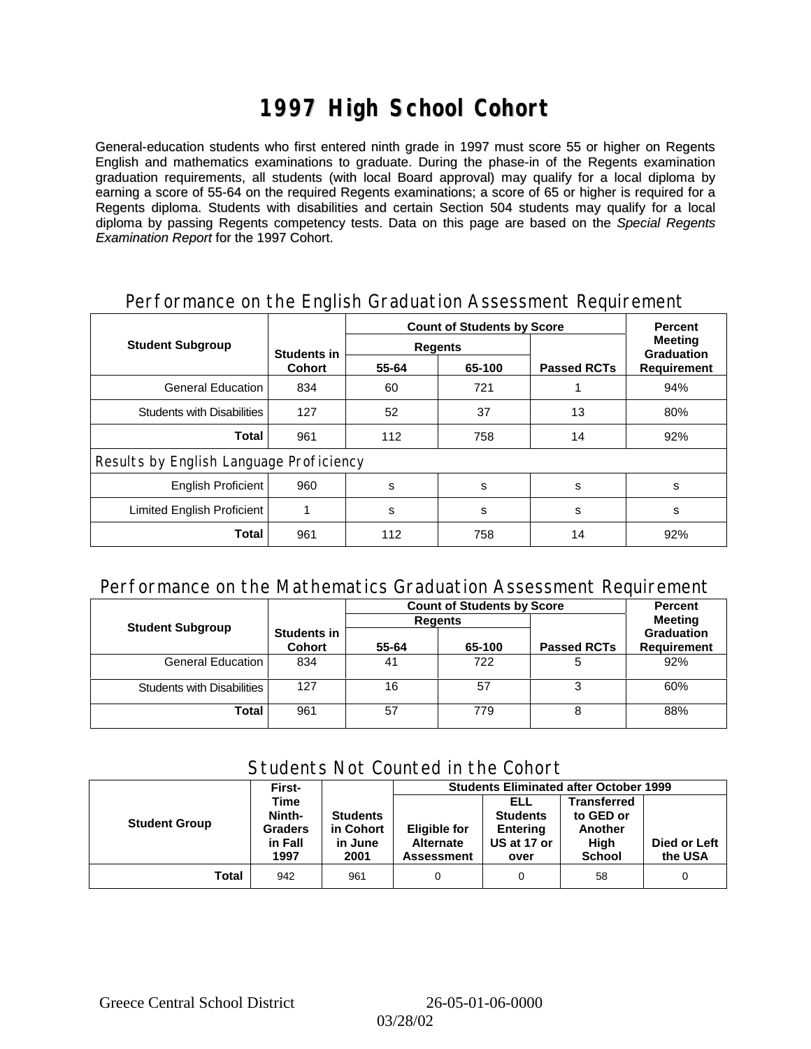# 1997 High School Cohort

General-education students who first entered ninth grade in 1997 must score 55 or higher on Regents English and mathematics examinations to graduate. During the phase-in of the Regents examination graduation requirements, all students (with local Board approval) may qualify for a local diploma by earning a score of 55-64 on the required Regents examinations; a score of 65 or higher is required for a Regents diploma. Students with disabilities and certain Section 504 students may qualify for a local diploma by passing Regents competency tests. Data on this page are based on the *Special Regents Examination Report* for the 1997 Cohort.

## Performance on the English Graduation Assessment Requirement

| Student Subgroup | Students in Cohort | Count of Students by Score | | | Percent Meeting Graduation Requirement |
|---|---|---|---|---|---|
| | | Regents | | | |
| | | 55-64 | 65-100 | Passed RCTs | |
| General Education | 834 | 60 | 721 | 1 | 94% |
| Students with Disabilities | 127 | 52 | 37 | 13 | 80% |
| **Total** | 961 | 112 | 758 | 14 | 92% |
| Results by English Language Proficiency | | | | | |
| English Proficient | 960 | s | s | s | s |
| Limited English Proficient | 1 | s | s | s | s |
| **Total** | 961 | 112 | 758 | 14 | 92% |

## Performance on the Mathematics Graduation Assessment Requirement

| Student Subgroup | Students in Cohort | Count of Students by Score | | | Percent Meeting Graduation Requirement |
|---|---|---|---|---|---|
| | | Regents | | | |
| | | 55-64 | 65-100 | Passed RCTs | |
| General Education | 834 | 41 | 722 | 5 | 92% |
| Students with Disabilities | 127 | 16 | 57 | 3 | 60% |
| **Total** | 961 | 57 | 779 | 8 | 88% |

## Students Not Counted in the Cohort

| Student Group | First-Time Ninth-Graders in Fall 1997 | Students in Cohort in June 2001 | Students Eliminated after October 1999 | | | |
|---|---|---|---|---|---|---|
| | | | Eligible for Alternate Assessment | ELL Students Entering US at 17 or over | Transferred to GED or Another High School | Died or Left the USA |
| **Total** | 942 | 961 | 0 | 0 | 58 | 0 |

Greece Central School District 26-05-01-06-0000

03/28/02